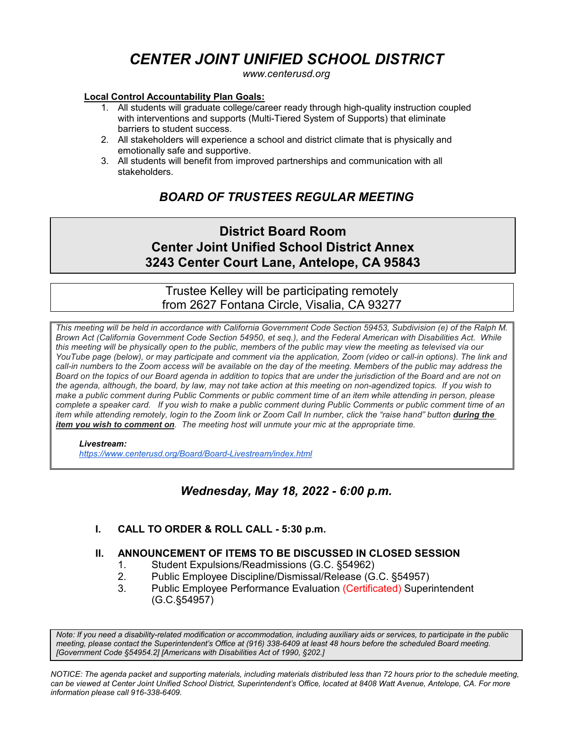# *CENTER JOINT UNIFIED SCHOOL DISTRICT*

*www.centerusd.org*

**Local Control Accountability Plan Goals:**

1. All students will graduate college/career ready through high-quality instruction coupled with interventions and supports (Multi-Tiered System of Supports) that eliminate barriers to student success.
2. All stakeholders will experience a school and district climate that is physically and emotionally safe and supportive.
3. All students will benefit from improved partnerships and communication with all stakeholders.

## *BOARD OF TRUSTEES REGULAR MEETING*

**District Board Room**
**Center Joint Unified School District Annex**
**3243 Center Court Lane, Antelope, CA 95843**

Trustee Kelley will be participating remotely
from 2627 Fontana Circle, Visalia, CA 93277

*This meeting will be held in accordance with California Government Code Section 59453, Subdivision (e) of the Ralph M. Brown Act (California Government Code Section 54950, et seq.), and the Federal American with Disabilities Act. While this meeting will be physically open to the public, members of the public may view the meeting as televised via our YouTube page (below), or may participate and comment via the application, Zoom (video or call-in options). The link and call-in numbers to the Zoom access will be available on the day of the meeting. Members of the public may address the Board on the topics of our Board agenda in addition to topics that are under the jurisdiction of the Board and are not on the agenda, although, the board, by law, may not take action at this meeting on non-agendized topics. If you wish to make a public comment during Public Comments or public comment time of an item while attending in person, please complete a speaker card. If you wish to make a public comment during Public Comments or public comment time of an item while attending remotely, login to the Zoom link or Zoom Call In number, click the "raise hand" button* ***during the item you wish to comment on****. The meeting host will unmute your mic at the appropriate time.*

***Livestream:***
*https://www.centerusd.org/Board/Board-Livestream/index.html*

### *Wednesday, May 18, 2022 - 6:00 p.m.*

**I. CALL TO ORDER & ROLL CALL - 5:30 p.m.**

**II. ANNOUNCEMENT OF ITEMS TO BE DISCUSSED IN CLOSED SESSION**

1. Student Expulsions/Readmissions (G.C. §54962)
2. Public Employee Discipline/Dismissal/Release (G.C. §54957)
3. Public Employee Performance Evaluation (Certificated) Superintendent (G.C.§54957)

*Note: If you need a disability-related modification or accommodation, including auxiliary aids or services, to participate in the public meeting, please contact the Superintendent's Office at (916) 338-6409 at least 48 hours before the scheduled Board meeting. [Government Code §54954.2] [Americans with Disabilities Act of 1990, §202.]*

*NOTICE: The agenda packet and supporting materials, including materials distributed less than 72 hours prior to the schedule meeting, can be viewed at Center Joint Unified School District, Superintendent's Office, located at 8408 Watt Avenue, Antelope, CA. For more information please call 916-338-6409.*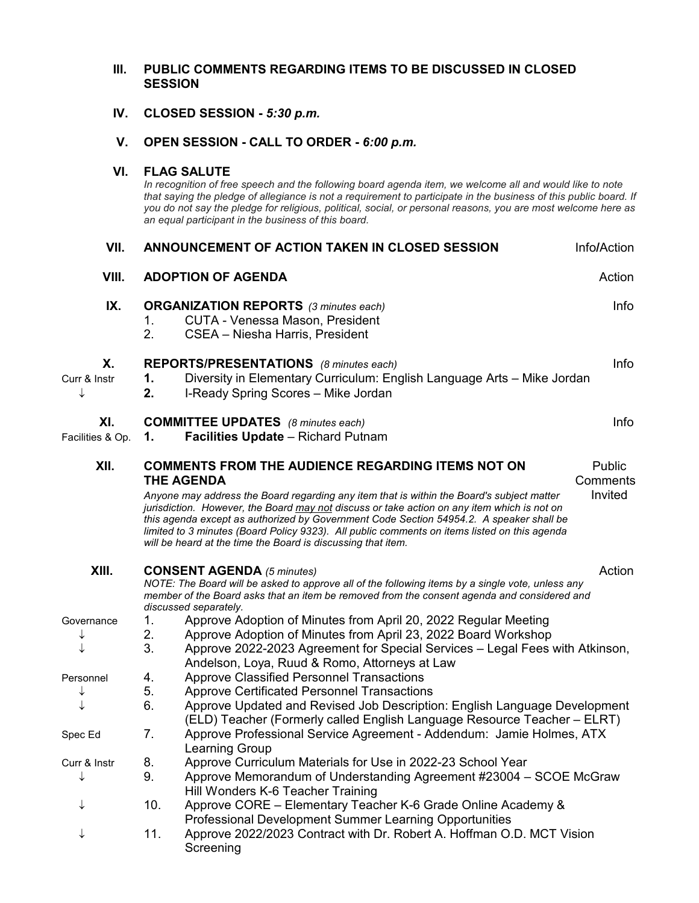### III. PUBLIC COMMENTS REGARDING ITEMS TO BE DISCUSSED IN CLOSED SESSION

### IV. CLOSED SESSION - *5:30 p.m.*

### V. OPEN SESSION - CALL TO ORDER - *6:00 p.m.*

### VI. FLAG SALUTE

*In recognition of free speech and the following board agenda item, we welcome all and would like to note that saying the pledge of allegiance is not a requirement to participate in the business of this public board. If you do not say the pledge for religious, political, social, or personal reasons, you are most welcome here as an equal participant in the business of this board.*

### VII. ANNOUNCEMENT OF ACTION TAKEN IN CLOSED SESSION — Info/Action

### VIII. ADOPTION OF AGENDA — Action

### IX. ORGANIZATION REPORTS *(3 minutes each)* — Info

1. CUTA - Venessa Mason, President
2. CSEA – Niesha Harris, President

### X. REPORTS/PRESENTATIONS *(8 minutes each)* — Info

Curr & Instr ↓

1. Diversity in Elementary Curriculum: English Language Arts – Mike Jordan
2. I-Ready Spring Scores – Mike Jordan

### XI. COMMITTEE UPDATES *(8 minutes each)* — Info

Facilities & Op.

1. **Facilities Update** – Richard Putnam

### XII. COMMENTS FROM THE AUDIENCE REGARDING ITEMS NOT ON THE AGENDA — Public Comments Invited

*Anyone may address the Board regarding any item that is within the Board's subject matter jurisdiction. However, the Board <u>may not</u> discuss or take action on any item which is not on this agenda except as authorized by Government Code Section 54954.2. A speaker shall be limited to 3 minutes (Board Policy 9323). All public comments on items listed on this agenda will be heard at the time the Board is discussing that item.*

### XIII. CONSENT AGENDA *(5 minutes)* — Action

*NOTE: The Board will be asked to approve all of the following items by a single vote, unless any member of the Board asks that an item be removed from the consent agenda and considered and discussed separately.*

Governance ↓

1. Approve Adoption of Minutes from April 20, 2022 Regular Meeting
2. Approve Adoption of Minutes from April 23, 2022 Board Workshop
3. Approve 2022-2023 Agreement for Special Services – Legal Fees with Atkinson, Andelson, Loya, Ruud & Romo, Attorneys at Law

Personnel ↓

4. Approve Classified Personnel Transactions
5. Approve Certificated Personnel Transactions
6. Approve Updated and Revised Job Description: English Language Development (ELD) Teacher (Formerly called English Language Resource Teacher – ELRT)

Spec Ed

7. Approve Professional Service Agreement - Addendum: Jamie Holmes, ATX Learning Group

Curr & Instr ↓

8. Approve Curriculum Materials for Use in 2022-23 School Year
9. Approve Memorandum of Understanding Agreement #23004 – SCOE McGraw Hill Wonders K-6 Teacher Training
10. Approve CORE – Elementary Teacher K-6 Grade Online Academy & Professional Development Summer Learning Opportunities
11. Approve 2022/2023 Contract with Dr. Robert A. Hoffman O.D. MCT Vision Screening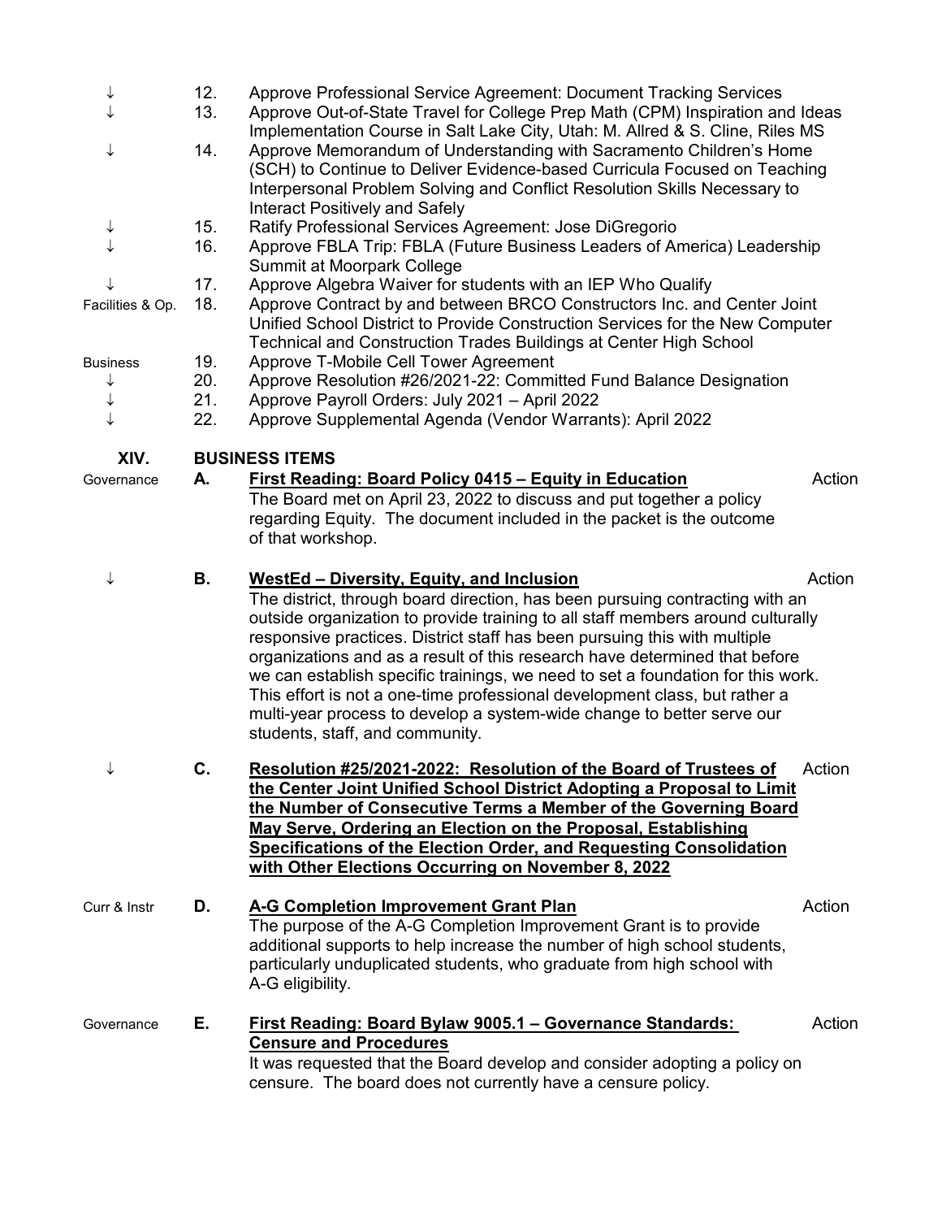| | | |
|---|---|---|
| ↓ | 12. | Approve Professional Service Agreement: Document Tracking Services |
| ↓ | 13. | Approve Out-of-State Travel for College Prep Math (CPM) Inspiration and Ideas Implementation Course in Salt Lake City, Utah: M. Allred & S. Cline, Riles MS |
| ↓ | 14. | Approve Memorandum of Understanding with Sacramento Children's Home (SCH) to Continue to Deliver Evidence-based Curricula Focused on Teaching Interpersonal Problem Solving and Conflict Resolution Skills Necessary to Interact Positively and Safely |
| ↓ | 15. | Ratify Professional Services Agreement: Jose DiGregorio |
| ↓ | 16. | Approve FBLA Trip: FBLA (Future Business Leaders of America) Leadership Summit at Moorpark College |
| ↓ | 17. | Approve Algebra Waiver for students with an IEP Who Qualify |
| Facilities & Op. | 18. | Approve Contract by and between BRCO Constructors Inc. and Center Joint Unified School District to Provide Construction Services for the New Computer Technical and Construction Trades Buildings at Center High School |
| Business | 19. | Approve T-Mobile Cell Tower Agreement |
| ↓ | 20. | Approve Resolution #26/2021-22: Committed Fund Balance Designation |
| ↓ | 21. | Approve Payroll Orders: July 2021 – April 2022 |
| ↓ | 22. | Approve Supplemental Agenda (Vendor Warrants): April 2022 |

## XIV. BUSINESS ITEMS

Governance

**A. First Reading: Board Policy 0415 – Equity in Education** — Action

The Board met on April 23, 2022 to discuss and put together a policy regarding Equity. The document included in the packet is the outcome of that workshop.

↓

**B. WestEd – Diversity, Equity, and Inclusion** — Action

The district, through board direction, has been pursuing contracting with an outside organization to provide training to all staff members around culturally responsive practices. District staff has been pursuing this with multiple organizations and as a result of this research have determined that before we can establish specific trainings, we need to set a foundation for this work. This effort is not a one-time professional development class, but rather a multi-year process to develop a system-wide change to better serve our students, staff, and community.

↓

**C. Resolution #25/2021-2022: Resolution of the Board of Trustees of the Center Joint Unified School District Adopting a Proposal to Limit the Number of Consecutive Terms a Member of the Governing Board May Serve, Ordering an Election on the Proposal, Establishing Specifications of the Election Order, and Requesting Consolidation with Other Elections Occurring on November 8, 2022** — Action

Curr & Instr

**D. A-G Completion Improvement Grant Plan** — Action

The purpose of the A-G Completion Improvement Grant is to provide additional supports to help increase the number of high school students, particularly unduplicated students, who graduate from high school with A-G eligibility.

Governance

**E. First Reading: Board Bylaw 9005.1 – Governance Standards: Censure and Procedures** — Action

It was requested that the Board develop and consider adopting a policy on censure. The board does not currently have a censure policy.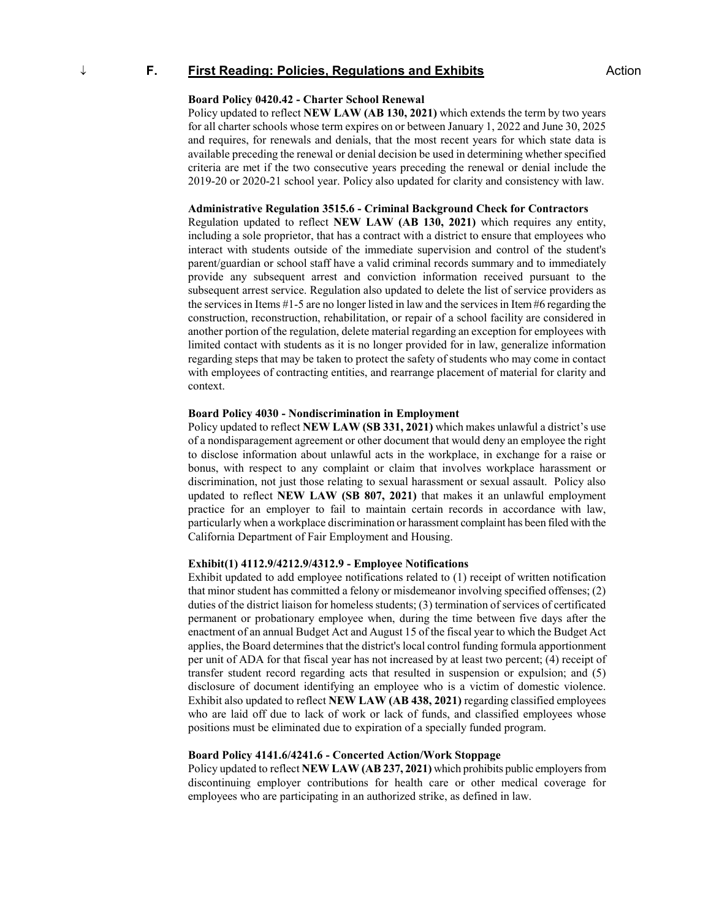↓ **F. First Reading: Policies, Regulations and Exhibits** Action

**Board Policy 0420.42 - Charter School Renewal**

Policy updated to reflect **NEW LAW (AB 130, 2021)** which extends the term by two years for all charter schools whose term expires on or between January 1, 2022 and June 30, 2025 and requires, for renewals and denials, that the most recent years for which state data is available preceding the renewal or denial decision be used in determining whether specified criteria are met if the two consecutive years preceding the renewal or denial include the 2019-20 or 2020-21 school year. Policy also updated for clarity and consistency with law.

**Administrative Regulation 3515.6 - Criminal Background Check for Contractors**

Regulation updated to reflect **NEW LAW (AB 130, 2021)** which requires any entity, including a sole proprietor, that has a contract with a district to ensure that employees who interact with students outside of the immediate supervision and control of the student's parent/guardian or school staff have a valid criminal records summary and to immediately provide any subsequent arrest and conviction information received pursuant to the subsequent arrest service. Regulation also updated to delete the list of service providers as the services in Items #1-5 are no longer listed in law and the services in Item #6 regarding the construction, reconstruction, rehabilitation, or repair of a school facility are considered in another portion of the regulation, delete material regarding an exception for employees with limited contact with students as it is no longer provided for in law, generalize information regarding steps that may be taken to protect the safety of students who may come in contact with employees of contracting entities, and rearrange placement of material for clarity and context.

**Board Policy 4030 - Nondiscrimination in Employment**

Policy updated to reflect **NEW LAW (SB 331, 2021)** which makes unlawful a district's use of a nondisparagement agreement or other document that would deny an employee the right to disclose information about unlawful acts in the workplace, in exchange for a raise or bonus, with respect to any complaint or claim that involves workplace harassment or discrimination, not just those relating to sexual harassment or sexual assault. Policy also updated to reflect **NEW LAW (SB 807, 2021)** that makes it an unlawful employment practice for an employer to fail to maintain certain records in accordance with law, particularly when a workplace discrimination or harassment complaint has been filed with the California Department of Fair Employment and Housing.

**Exhibit(1) 4112.9/4212.9/4312.9 - Employee Notifications**

Exhibit updated to add employee notifications related to (1) receipt of written notification that minor student has committed a felony or misdemeanor involving specified offenses; (2) duties of the district liaison for homeless students; (3) termination of services of certificated permanent or probationary employee when, during the time between five days after the enactment of an annual Budget Act and August 15 of the fiscal year to which the Budget Act applies, the Board determines that the district's local control funding formula apportionment per unit of ADA for that fiscal year has not increased by at least two percent; (4) receipt of transfer student record regarding acts that resulted in suspension or expulsion; and (5) disclosure of document identifying an employee who is a victim of domestic violence. Exhibit also updated to reflect **NEW LAW (AB 438, 2021)** regarding classified employees who are laid off due to lack of work or lack of funds, and classified employees whose positions must be eliminated due to expiration of a specially funded program.

**Board Policy 4141.6/4241.6 - Concerted Action/Work Stoppage**

Policy updated to reflect **NEW LAW (AB 237, 2021)** which prohibits public employers from discontinuing employer contributions for health care or other medical coverage for employees who are participating in an authorized strike, as defined in law.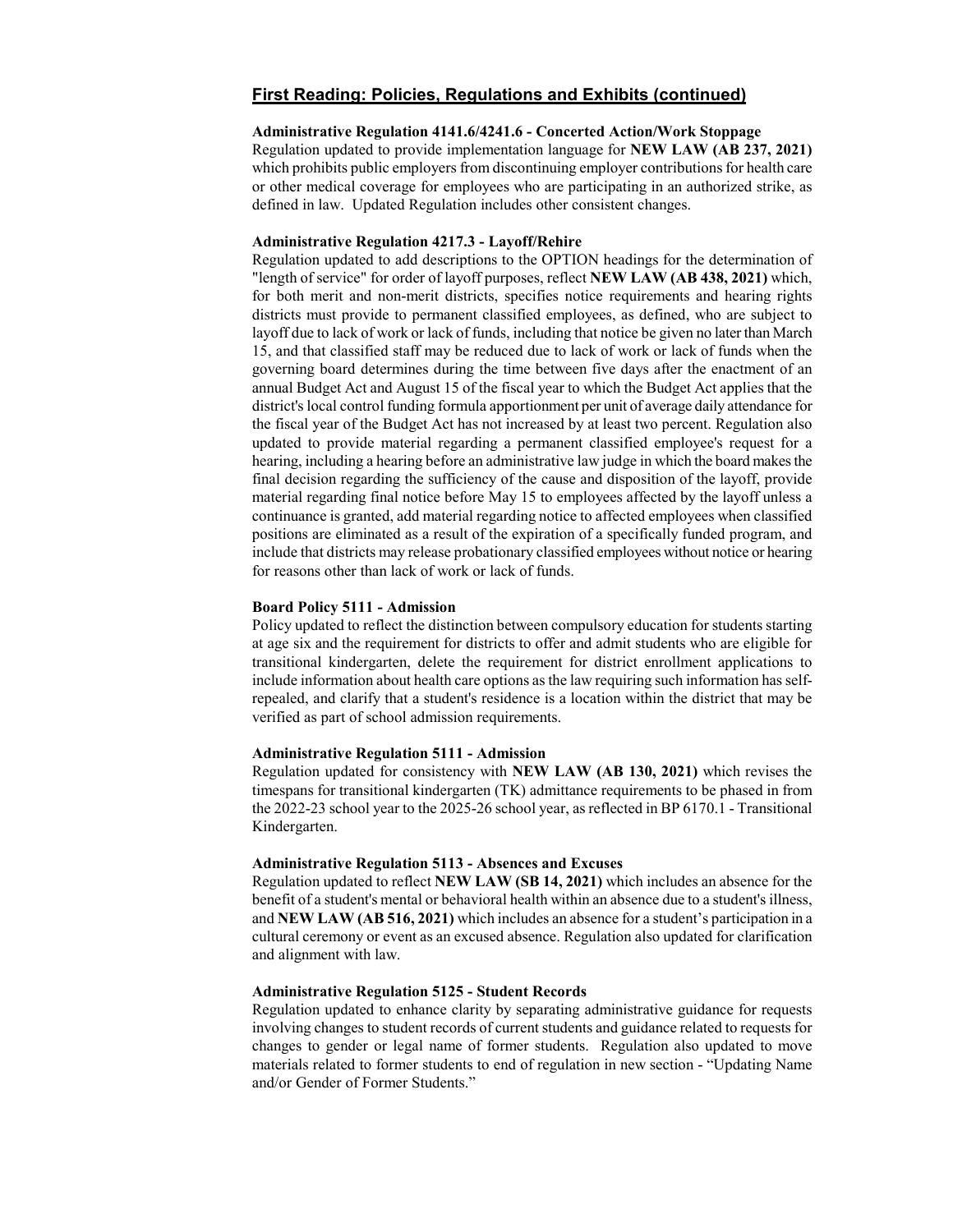## First Reading: Policies, Regulations and Exhibits (continued)

**Administrative Regulation 4141.6/4241.6 - Concerted Action/Work Stoppage**

Regulation updated to provide implementation language for **NEW LAW (AB 237, 2021)** which prohibits public employers from discontinuing employer contributions for health care or other medical coverage for employees who are participating in an authorized strike, as defined in law. Updated Regulation includes other consistent changes.

**Administrative Regulation 4217.3 - Layoff/Rehire**

Regulation updated to add descriptions to the OPTION headings for the determination of "length of service" for order of layoff purposes, reflect **NEW LAW (AB 438, 2021)** which, for both merit and non-merit districts, specifies notice requirements and hearing rights districts must provide to permanent classified employees, as defined, who are subject to layoff due to lack of work or lack of funds, including that notice be given no later than March 15, and that classified staff may be reduced due to lack of work or lack of funds when the governing board determines during the time between five days after the enactment of an annual Budget Act and August 15 of the fiscal year to which the Budget Act applies that the district's local control funding formula apportionment per unit of average daily attendance for the fiscal year of the Budget Act has not increased by at least two percent. Regulation also updated to provide material regarding a permanent classified employee's request for a hearing, including a hearing before an administrative law judge in which the board makes the final decision regarding the sufficiency of the cause and disposition of the layoff, provide material regarding final notice before May 15 to employees affected by the layoff unless a continuance is granted, add material regarding notice to affected employees when classified positions are eliminated as a result of the expiration of a specifically funded program, and include that districts may release probationary classified employees without notice or hearing for reasons other than lack of work or lack of funds.

**Board Policy 5111 - Admission**

Policy updated to reflect the distinction between compulsory education for students starting at age six and the requirement for districts to offer and admit students who are eligible for transitional kindergarten, delete the requirement for district enrollment applications to include information about health care options as the law requiring such information has self-repealed, and clarify that a student's residence is a location within the district that may be verified as part of school admission requirements.

**Administrative Regulation 5111 - Admission**

Regulation updated for consistency with **NEW LAW (AB 130, 2021)** which revises the timespans for transitional kindergarten (TK) admittance requirements to be phased in from the 2022-23 school year to the 2025-26 school year, as reflected in BP 6170.1 - Transitional Kindergarten.

**Administrative Regulation 5113 - Absences and Excuses**

Regulation updated to reflect **NEW LAW (SB 14, 2021)** which includes an absence for the benefit of a student's mental or behavioral health within an absence due to a student's illness, and **NEW LAW (AB 516, 2021)** which includes an absence for a student's participation in a cultural ceremony or event as an excused absence. Regulation also updated for clarification and alignment with law.

**Administrative Regulation 5125 - Student Records**

Regulation updated to enhance clarity by separating administrative guidance for requests involving changes to student records of current students and guidance related to requests for changes to gender or legal name of former students. Regulation also updated to move materials related to former students to end of regulation in new section - "Updating Name and/or Gender of Former Students."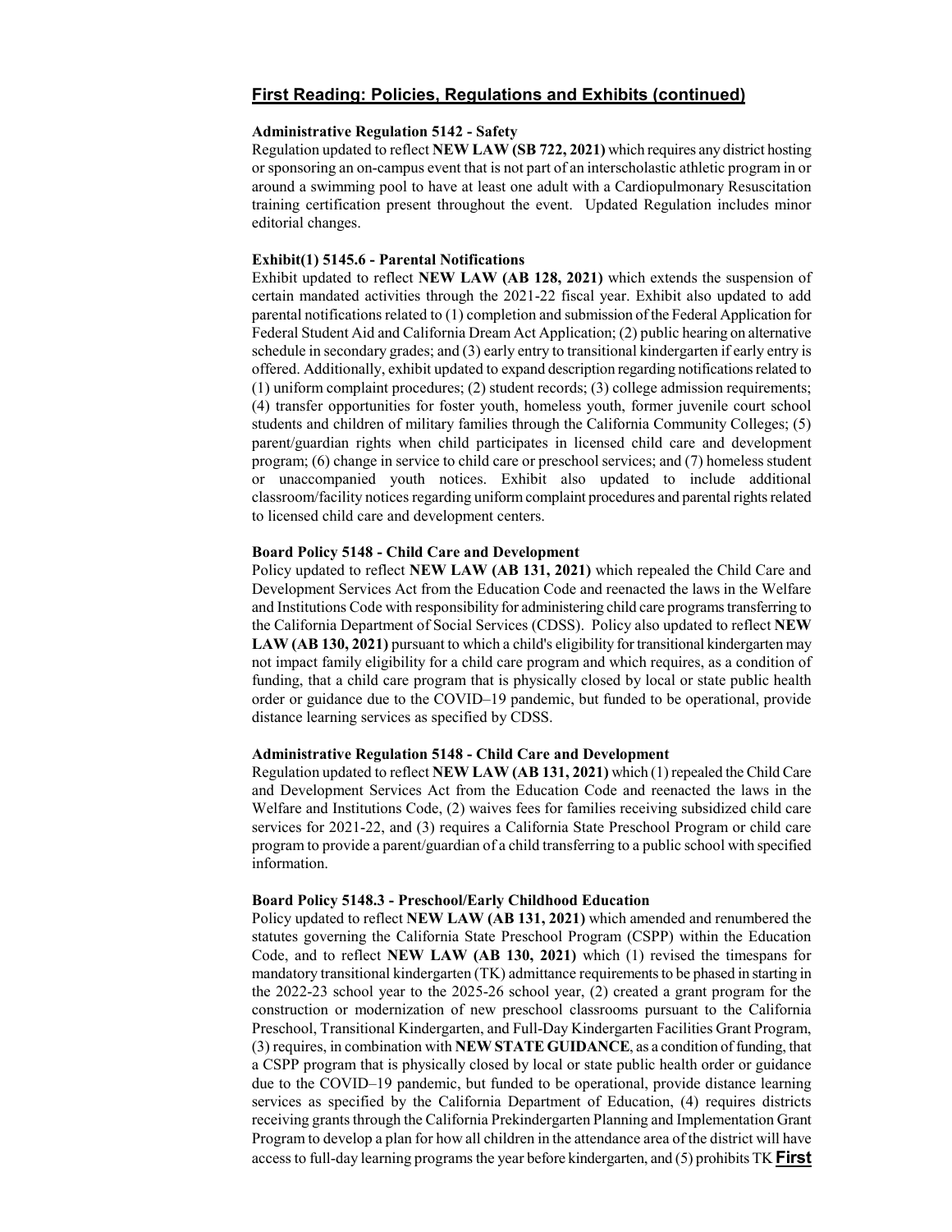## First Reading: Policies, Regulations and Exhibits (continued)

**Administrative Regulation 5142 - Safety**

Regulation updated to reflect **NEW LAW (SB 722, 2021)** which requires any district hosting or sponsoring an on-campus event that is not part of an interscholastic athletic program in or around a swimming pool to have at least one adult with a Cardiopulmonary Resuscitation training certification present throughout the event. Updated Regulation includes minor editorial changes.

**Exhibit(1) 5145.6 - Parental Notifications**

Exhibit updated to reflect **NEW LAW (AB 128, 2021)** which extends the suspension of certain mandated activities through the 2021-22 fiscal year. Exhibit also updated to add parental notifications related to (1) completion and submission of the Federal Application for Federal Student Aid and California Dream Act Application; (2) public hearing on alternative schedule in secondary grades; and (3) early entry to transitional kindergarten if early entry is offered. Additionally, exhibit updated to expand description regarding notifications related to (1) uniform complaint procedures; (2) student records; (3) college admission requirements; (4) transfer opportunities for foster youth, homeless youth, former juvenile court school students and children of military families through the California Community Colleges; (5) parent/guardian rights when child participates in licensed child care and development program; (6) change in service to child care or preschool services; and (7) homeless student or unaccompanied youth notices. Exhibit also updated to include additional classroom/facility notices regarding uniform complaint procedures and parental rights related to licensed child care and development centers.

**Board Policy 5148 - Child Care and Development**

Policy updated to reflect **NEW LAW (AB 131, 2021)** which repealed the Child Care and Development Services Act from the Education Code and reenacted the laws in the Welfare and Institutions Code with responsibility for administering child care programs transferring to the California Department of Social Services (CDSS). Policy also updated to reflect **NEW LAW (AB 130, 2021)** pursuant to which a child's eligibility for transitional kindergarten may not impact family eligibility for a child care program and which requires, as a condition of funding, that a child care program that is physically closed by local or state public health order or guidance due to the COVID–19 pandemic, but funded to be operational, provide distance learning services as specified by CDSS.

**Administrative Regulation 5148 - Child Care and Development**

Regulation updated to reflect **NEW LAW (AB 131, 2021)** which (1) repealed the Child Care and Development Services Act from the Education Code and reenacted the laws in the Welfare and Institutions Code, (2) waives fees for families receiving subsidized child care services for 2021-22, and (3) requires a California State Preschool Program or child care program to provide a parent/guardian of a child transferring to a public school with specified information.

**Board Policy 5148.3 - Preschool/Early Childhood Education**

Policy updated to reflect **NEW LAW (AB 131, 2021)** which amended and renumbered the statutes governing the California State Preschool Program (CSPP) within the Education Code, and to reflect **NEW LAW (AB 130, 2021)** which (1) revised the timespans for mandatory transitional kindergarten (TK) admittance requirements to be phased in starting in the 2022-23 school year to the 2025-26 school year, (2) created a grant program for the construction or modernization of new preschool classrooms pursuant to the California Preschool, Transitional Kindergarten, and Full-Day Kindergarten Facilities Grant Program, (3) requires, in combination with **NEW STATE GUIDANCE**, as a condition of funding, that a CSPP program that is physically closed by local or state public health order or guidance due to the COVID–19 pandemic, but funded to be operational, provide distance learning services as specified by the California Department of Education, (4) requires districts receiving grants through the California Prekindergarten Planning and Implementation Grant Program to develop a plan for how all children in the attendance area of the district will have access to full-day learning programs the year before kindergarten, and (5) prohibits TK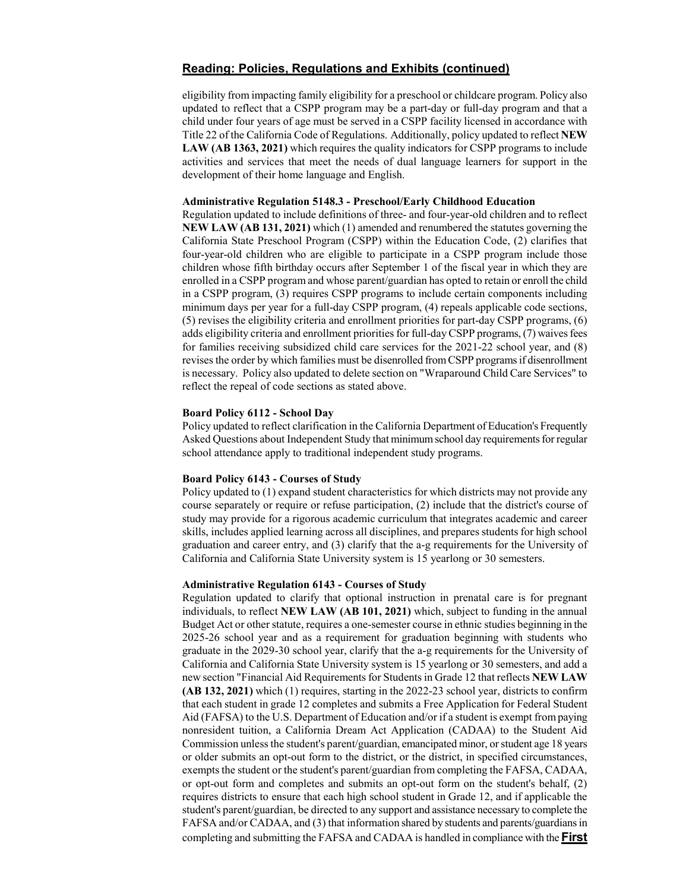## Reading: Policies, Regulations and Exhibits (continued)

eligibility from impacting family eligibility for a preschool or childcare program. Policy also updated to reflect that a CSPP program may be a part-day or full-day program and that a child under four years of age must be served in a CSPP facility licensed in accordance with Title 22 of the California Code of Regulations. Additionally, policy updated to reflect **NEW LAW (AB 1363, 2021)** which requires the quality indicators for CSPP programs to include activities and services that meet the needs of dual language learners for support in the development of their home language and English.

**Administrative Regulation 5148.3 - Preschool/Early Childhood Education**

Regulation updated to include definitions of three- and four-year-old children and to reflect **NEW LAW (AB 131, 2021)** which (1) amended and renumbered the statutes governing the California State Preschool Program (CSPP) within the Education Code, (2) clarifies that four-year-old children who are eligible to participate in a CSPP program include those children whose fifth birthday occurs after September 1 of the fiscal year in which they are enrolled in a CSPP program and whose parent/guardian has opted to retain or enroll the child in a CSPP program, (3) requires CSPP programs to include certain components including minimum days per year for a full-day CSPP program, (4) repeals applicable code sections, (5) revises the eligibility criteria and enrollment priorities for part-day CSPP programs, (6) adds eligibility criteria and enrollment priorities for full-day CSPP programs, (7) waives fees for families receiving subsidized child care services for the 2021-22 school year, and (8) revises the order by which families must be disenrolled from CSPP programs if disenrollment is necessary. Policy also updated to delete section on "Wraparound Child Care Services" to reflect the repeal of code sections as stated above.

**Board Policy 6112 - School Day**

Policy updated to reflect clarification in the California Department of Education's Frequently Asked Questions about Independent Study that minimum school day requirements for regular school attendance apply to traditional independent study programs.

**Board Policy 6143 - Courses of Study**

Policy updated to (1) expand student characteristics for which districts may not provide any course separately or require or refuse participation, (2) include that the district's course of study may provide for a rigorous academic curriculum that integrates academic and career skills, includes applied learning across all disciplines, and prepares students for high school graduation and career entry, and (3) clarify that the a-g requirements for the University of California and California State University system is 15 yearlong or 30 semesters.

**Administrative Regulation 6143 - Courses of Study**

Regulation updated to clarify that optional instruction in prenatal care is for pregnant individuals, to reflect **NEW LAW (AB 101, 2021)** which, subject to funding in the annual Budget Act or other statute, requires a one-semester course in ethnic studies beginning in the 2025-26 school year and as a requirement for graduation beginning with students who graduate in the 2029-30 school year, clarify that the a-g requirements for the University of California and California State University system is 15 yearlong or 30 semesters, and add a new section "Financial Aid Requirements for Students in Grade 12 that reflects **NEW LAW (AB 132, 2021)** which (1) requires, starting in the 2022-23 school year, districts to confirm that each student in grade 12 completes and submits a Free Application for Federal Student Aid (FAFSA) to the U.S. Department of Education and/or if a student is exempt from paying nonresident tuition, a California Dream Act Application (CADAA) to the Student Aid Commission unless the student's parent/guardian, emancipated minor, or student age 18 years or older submits an opt-out form to the district, or the district, in specified circumstances, exempts the student or the student's parent/guardian from completing the FAFSA, CADAA, or opt-out form and completes and submits an opt-out form on the student's behalf, (2) requires districts to ensure that each high school student in Grade 12, and if applicable the student's parent/guardian, be directed to any support and assistance necessary to complete the FAFSA and/or CADAA, and (3) that information shared by students and parents/guardians in completing and submitting the FAFSA and CADAA is handled in compliance with the **First**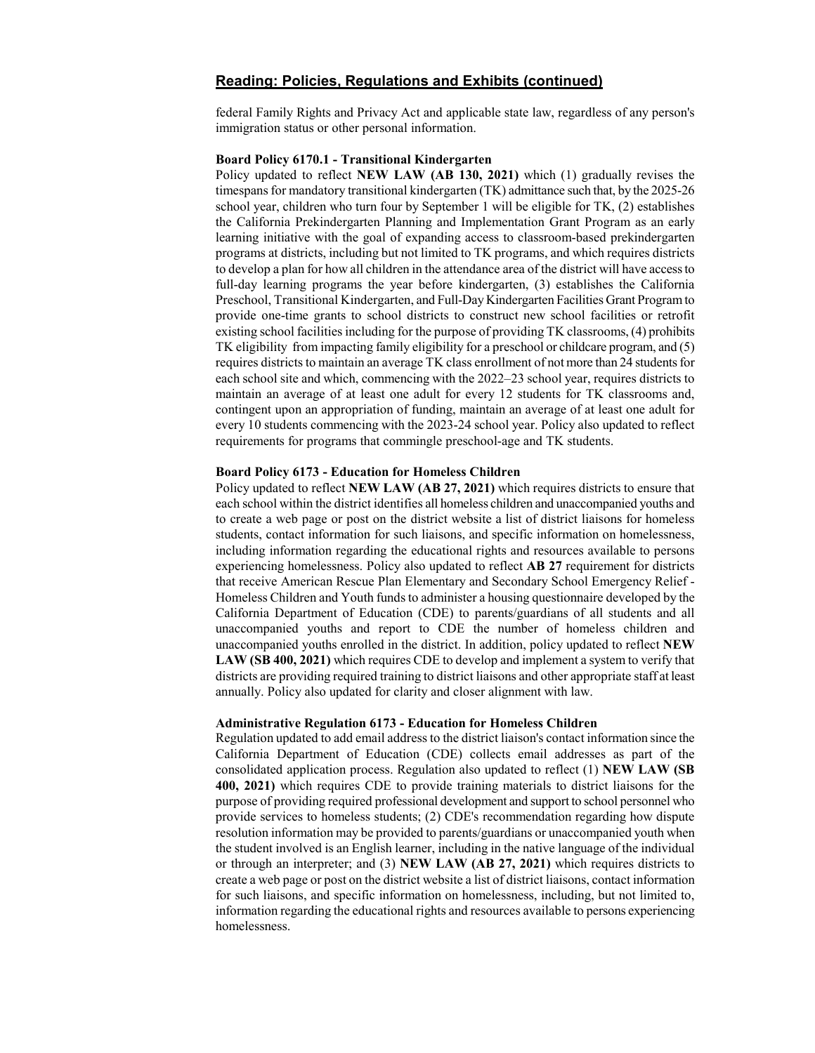## Reading: Policies, Regulations and Exhibits (continued)

federal Family Rights and Privacy Act and applicable state law, regardless of any person's immigration status or other personal information.

**Board Policy 6170.1 - Transitional Kindergarten**

Policy updated to reflect **NEW LAW (AB 130, 2021)** which (1) gradually revises the timespans for mandatory transitional kindergarten (TK) admittance such that, by the 2025-26 school year, children who turn four by September 1 will be eligible for TK, (2) establishes the California Prekindergarten Planning and Implementation Grant Program as an early learning initiative with the goal of expanding access to classroom-based prekindergarten programs at districts, including but not limited to TK programs, and which requires districts to develop a plan for how all children in the attendance area of the district will have access to full-day learning programs the year before kindergarten, (3) establishes the California Preschool, Transitional Kindergarten, and Full-Day Kindergarten Facilities Grant Program to provide one-time grants to school districts to construct new school facilities or retrofit existing school facilities including for the purpose of providing TK classrooms, (4) prohibits TK eligibility from impacting family eligibility for a preschool or childcare program, and (5) requires districts to maintain an average TK class enrollment of not more than 24 students for each school site and which, commencing with the 2022–23 school year, requires districts to maintain an average of at least one adult for every 12 students for TK classrooms and, contingent upon an appropriation of funding, maintain an average of at least one adult for every 10 students commencing with the 2023-24 school year. Policy also updated to reflect requirements for programs that commingle preschool-age and TK students.

**Board Policy 6173 - Education for Homeless Children**

Policy updated to reflect **NEW LAW (AB 27, 2021)** which requires districts to ensure that each school within the district identifies all homeless children and unaccompanied youths and to create a web page or post on the district website a list of district liaisons for homeless students, contact information for such liaisons, and specific information on homelessness, including information regarding the educational rights and resources available to persons experiencing homelessness. Policy also updated to reflect **AB 27** requirement for districts that receive American Rescue Plan Elementary and Secondary School Emergency Relief - Homeless Children and Youth funds to administer a housing questionnaire developed by the California Department of Education (CDE) to parents/guardians of all students and all unaccompanied youths and report to CDE the number of homeless children and unaccompanied youths enrolled in the district. In addition, policy updated to reflect **NEW LAW (SB 400, 2021)** which requires CDE to develop and implement a system to verify that districts are providing required training to district liaisons and other appropriate staff at least annually. Policy also updated for clarity and closer alignment with law.

**Administrative Regulation 6173 - Education for Homeless Children**

Regulation updated to add email address to the district liaison's contact information since the California Department of Education (CDE) collects email addresses as part of the consolidated application process. Regulation also updated to reflect (1) **NEW LAW (SB 400, 2021)** which requires CDE to provide training materials to district liaisons for the purpose of providing required professional development and support to school personnel who provide services to homeless students; (2) CDE's recommendation regarding how dispute resolution information may be provided to parents/guardians or unaccompanied youth when the student involved is an English learner, including in the native language of the individual or through an interpreter; and (3) **NEW LAW (AB 27, 2021)** which requires districts to create a web page or post on the district website a list of district liaisons, contact information for such liaisons, and specific information on homelessness, including, but not limited to, information regarding the educational rights and resources available to persons experiencing homelessness.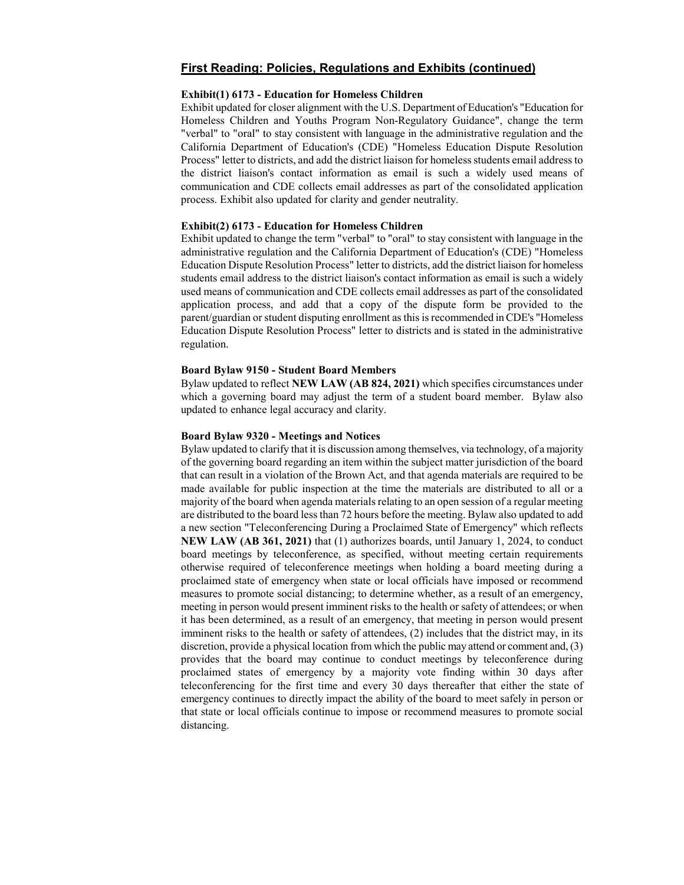## First Reading: Policies, Regulations and Exhibits (continued)

**Exhibit(1) 6173 - Education for Homeless Children**

Exhibit updated for closer alignment with the U.S. Department of Education's "Education for Homeless Children and Youths Program Non-Regulatory Guidance", change the term "verbal" to "oral" to stay consistent with language in the administrative regulation and the California Department of Education's (CDE) "Homeless Education Dispute Resolution Process" letter to districts, and add the district liaison for homeless students email address to the district liaison's contact information as email is such a widely used means of communication and CDE collects email addresses as part of the consolidated application process. Exhibit also updated for clarity and gender neutrality.

**Exhibit(2) 6173 - Education for Homeless Children**

Exhibit updated to change the term "verbal" to "oral" to stay consistent with language in the administrative regulation and the California Department of Education's (CDE) "Homeless Education Dispute Resolution Process" letter to districts, add the district liaison for homeless students email address to the district liaison's contact information as email is such a widely used means of communication and CDE collects email addresses as part of the consolidated application process, and add that a copy of the dispute form be provided to the parent/guardian or student disputing enrollment as this is recommended in CDE's "Homeless Education Dispute Resolution Process" letter to districts and is stated in the administrative regulation.

**Board Bylaw 9150 - Student Board Members**

Bylaw updated to reflect **NEW LAW (AB 824, 2021)** which specifies circumstances under which a governing board may adjust the term of a student board member. Bylaw also updated to enhance legal accuracy and clarity.

**Board Bylaw 9320 - Meetings and Notices**

Bylaw updated to clarify that it is discussion among themselves, via technology, of a majority of the governing board regarding an item within the subject matter jurisdiction of the board that can result in a violation of the Brown Act, and that agenda materials are required to be made available for public inspection at the time the materials are distributed to all or a majority of the board when agenda materials relating to an open session of a regular meeting are distributed to the board less than 72 hours before the meeting. Bylaw also updated to add a new section "Teleconferencing During a Proclaimed State of Emergency" which reflects **NEW LAW (AB 361, 2021)** that (1) authorizes boards, until January 1, 2024, to conduct board meetings by teleconference, as specified, without meeting certain requirements otherwise required of teleconference meetings when holding a board meeting during a proclaimed state of emergency when state or local officials have imposed or recommend measures to promote social distancing; to determine whether, as a result of an emergency, meeting in person would present imminent risks to the health or safety of attendees; or when it has been determined, as a result of an emergency, that meeting in person would present imminent risks to the health or safety of attendees, (2) includes that the district may, in its discretion, provide a physical location from which the public may attend or comment and, (3) provides that the board may continue to conduct meetings by teleconference during proclaimed states of emergency by a majority vote finding within 30 days after teleconferencing for the first time and every 30 days thereafter that either the state of emergency continues to directly impact the ability of the board to meet safely in person or that state or local officials continue to impose or recommend measures to promote social distancing.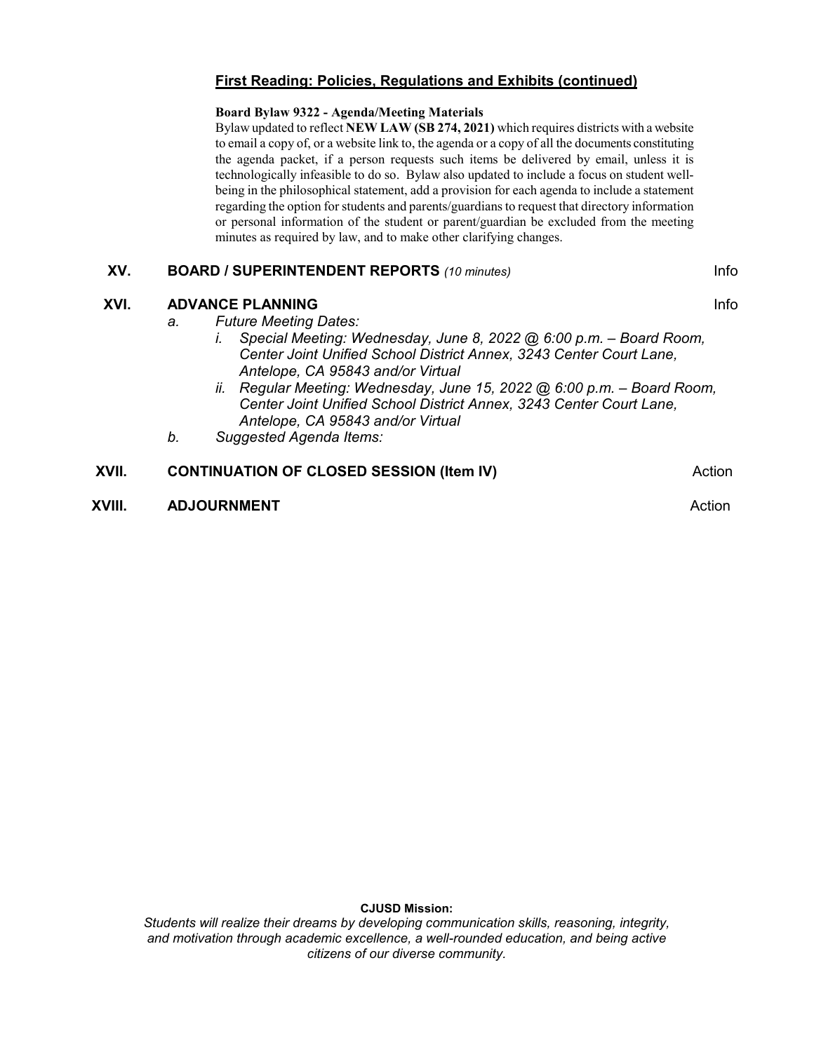**First Reading: Policies, Regulations and Exhibits (continued)**

**Board Bylaw 9322 - Agenda/Meeting Materials**

Bylaw updated to reflect **NEW LAW (SB 274, 2021)** which requires districts with a website to email a copy of, or a website link to, the agenda or a copy of all the documents constituting the agenda packet, if a person requests such items be delivered by email, unless it is technologically infeasible to do so. Bylaw also updated to include a focus on student well-being in the philosophical statement, add a provision for each agenda to include a statement regarding the option for students and parents/guardians to request that directory information or personal information of the student or parent/guardian be excluded from the meeting minutes as required by law, and to make other clarifying changes.

**XV. BOARD / SUPERINTENDENT REPORTS** *(10 minutes)* — Info

**XVI. ADVANCE PLANNING** — Info

a. *Future Meeting Dates:*
   i. *Special Meeting: Wednesday, June 8, 2022 @ 6:00 p.m. – Board Room, Center Joint Unified School District Annex, 3243 Center Court Lane, Antelope, CA 95843 and/or Virtual*
   ii. *Regular Meeting: Wednesday, June 15, 2022 @ 6:00 p.m. – Board Room, Center Joint Unified School District Annex, 3243 Center Court Lane, Antelope, CA 95843 and/or Virtual*

b. *Suggested Agenda Items:*

**XVII. CONTINUATION OF CLOSED SESSION (Item IV)** — Action

**XVIII. ADJOURNMENT** — Action

**CJUSD Mission:**

*Students will realize their dreams by developing communication skills, reasoning, integrity, and motivation through academic excellence, a well-rounded education, and being active citizens of our diverse community.*